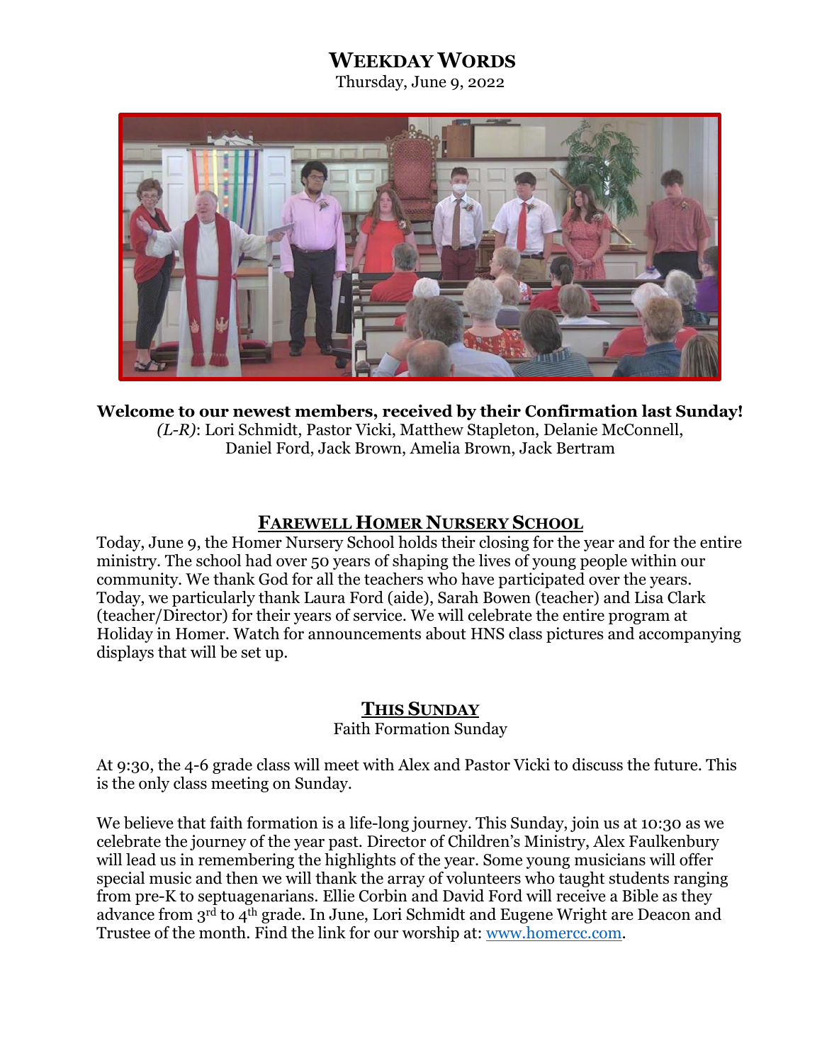# WEEKDAY WORDS

Thursday, June 9, 2022

**Welcome to our newest members, received by their Confirmation last Sunday!**
*(L-R)*: Lori Schmidt, Pastor Vicki, Matthew Stapleton, Delanie McConnell, Daniel Ford, Jack Brown, Amelia Brown, Jack Bertram

## FAREWELL HOMER NURSERY SCHOOL

Today, June 9, the Homer Nursery School holds their closing for the year and for the entire ministry. The school had over 50 years of shaping the lives of young people within our community. We thank God for all the teachers who have participated over the years. Today, we particularly thank Laura Ford (aide), Sarah Bowen (teacher) and Lisa Clark (teacher/Director) for their years of service. We will celebrate the entire program at Holiday in Homer. Watch for announcements about HNS class pictures and accompanying displays that will be set up.

## THIS SUNDAY

Faith Formation Sunday

At 9:30, the 4-6 grade class will meet with Alex and Pastor Vicki to discuss the future. This is the only class meeting on Sunday.

We believe that faith formation is a life-long journey. This Sunday, join us at 10:30 as we celebrate the journey of the year past. Director of Children's Ministry, Alex Faulkenbury will lead us in remembering the highlights of the year. Some young musicians will offer special music and then we will thank the array of volunteers who taught students ranging from pre-K to septuagenarians. Ellie Corbin and David Ford will receive a Bible as they advance from 3rd to 4th grade. In June, Lori Schmidt and Eugene Wright are Deacon and Trustee of the month. Find the link for our worship at: www.homercc.com.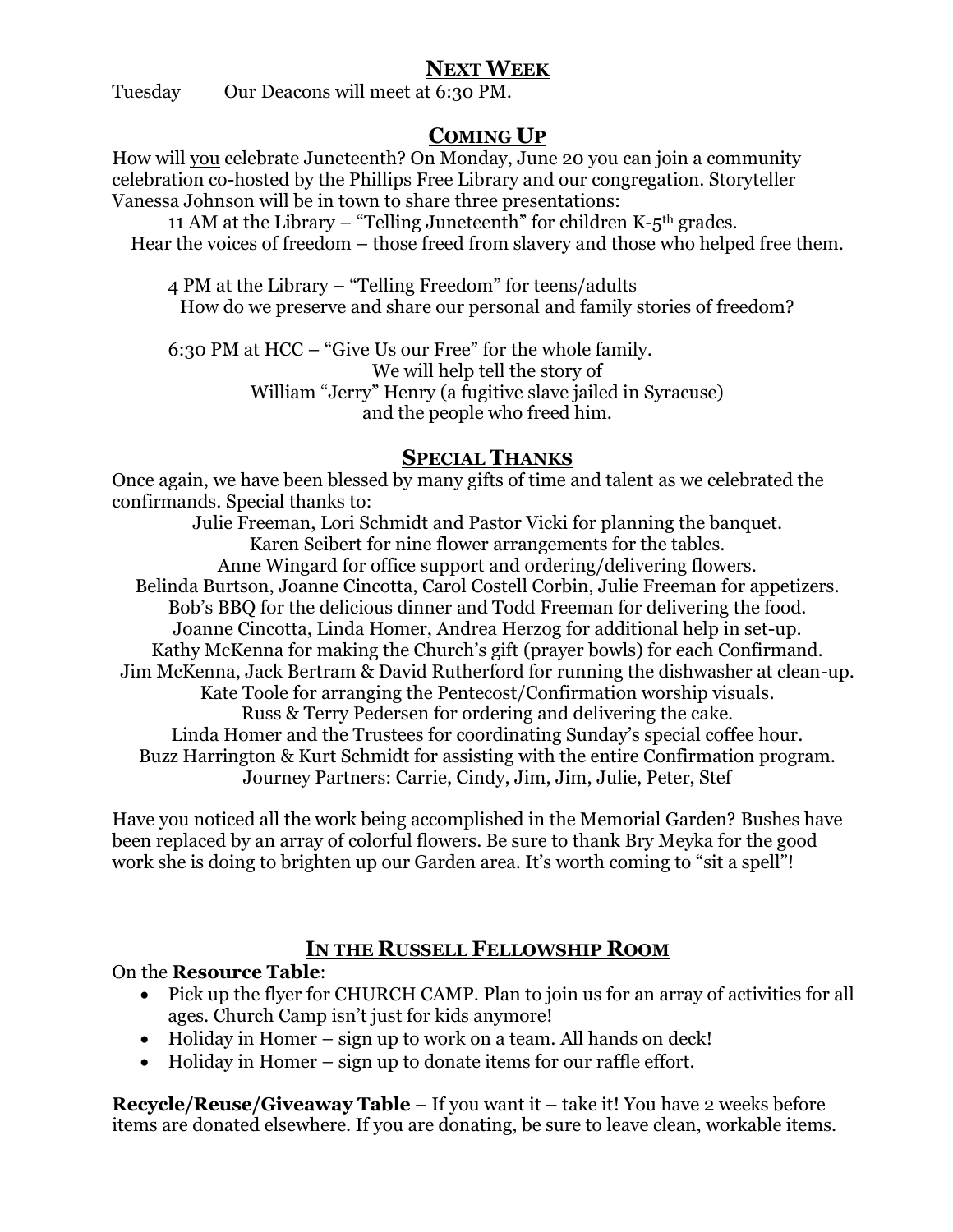## Next Week

Tuesday Our Deacons will meet at 6:30 PM.

## Coming Up

How will you celebrate Juneteenth? On Monday, June 20 you can join a community celebration co-hosted by the Phillips Free Library and our congregation. Storyteller Vanessa Johnson will be in town to share three presentations:

11 AM at the Library – "Telling Juneteenth" for children K-5th grades.
Hear the voices of freedom – those freed from slavery and those who helped free them.

4 PM at the Library – "Telling Freedom" for teens/adults
How do we preserve and share our personal and family stories of freedom?

6:30 PM at HCC – "Give Us our Free" for the whole family.
We will help tell the story of
William "Jerry" Henry (a fugitive slave jailed in Syracuse)
and the people who freed him.

## Special Thanks

Once again, we have been blessed by many gifts of time and talent as we celebrated the confirmands. Special thanks to:

Julie Freeman, Lori Schmidt and Pastor Vicki for planning the banquet.
Karen Seibert for nine flower arrangements for the tables.
Anne Wingard for office support and ordering/delivering flowers.
Belinda Burtson, Joanne Cincotta, Carol Costell Corbin, Julie Freeman for appetizers.
Bob's BBQ for the delicious dinner and Todd Freeman for delivering the food.
Joanne Cincotta, Linda Homer, Andrea Herzog for additional help in set-up.
Kathy McKenna for making the Church's gift (prayer bowls) for each Confirmand.
Jim McKenna, Jack Bertram & David Rutherford for running the dishwasher at clean-up.
Kate Toole for arranging the Pentecost/Confirmation worship visuals.
Russ & Terry Pedersen for ordering and delivering the cake.
Linda Homer and the Trustees for coordinating Sunday's special coffee hour.
Buzz Harrington & Kurt Schmidt for assisting with the entire Confirmation program.
Journey Partners: Carrie, Cindy, Jim, Jim, Julie, Peter, Stef

Have you noticed all the work being accomplished in the Memorial Garden? Bushes have been replaced by an array of colorful flowers. Be sure to thank Bry Meyka for the good work she is doing to brighten up our Garden area. It's worth coming to "sit a spell"!

## In the Russell Fellowship Room

On the **Resource Table**:

- Pick up the flyer for CHURCH CAMP. Plan to join us for an array of activities for all ages. Church Camp isn't just for kids anymore!
- Holiday in Homer – sign up to work on a team. All hands on deck!
- Holiday in Homer – sign up to donate items for our raffle effort.

**Recycle/Reuse/Giveaway Table** – If you want it – take it! You have 2 weeks before items are donated elsewhere. If you are donating, be sure to leave clean, workable items.